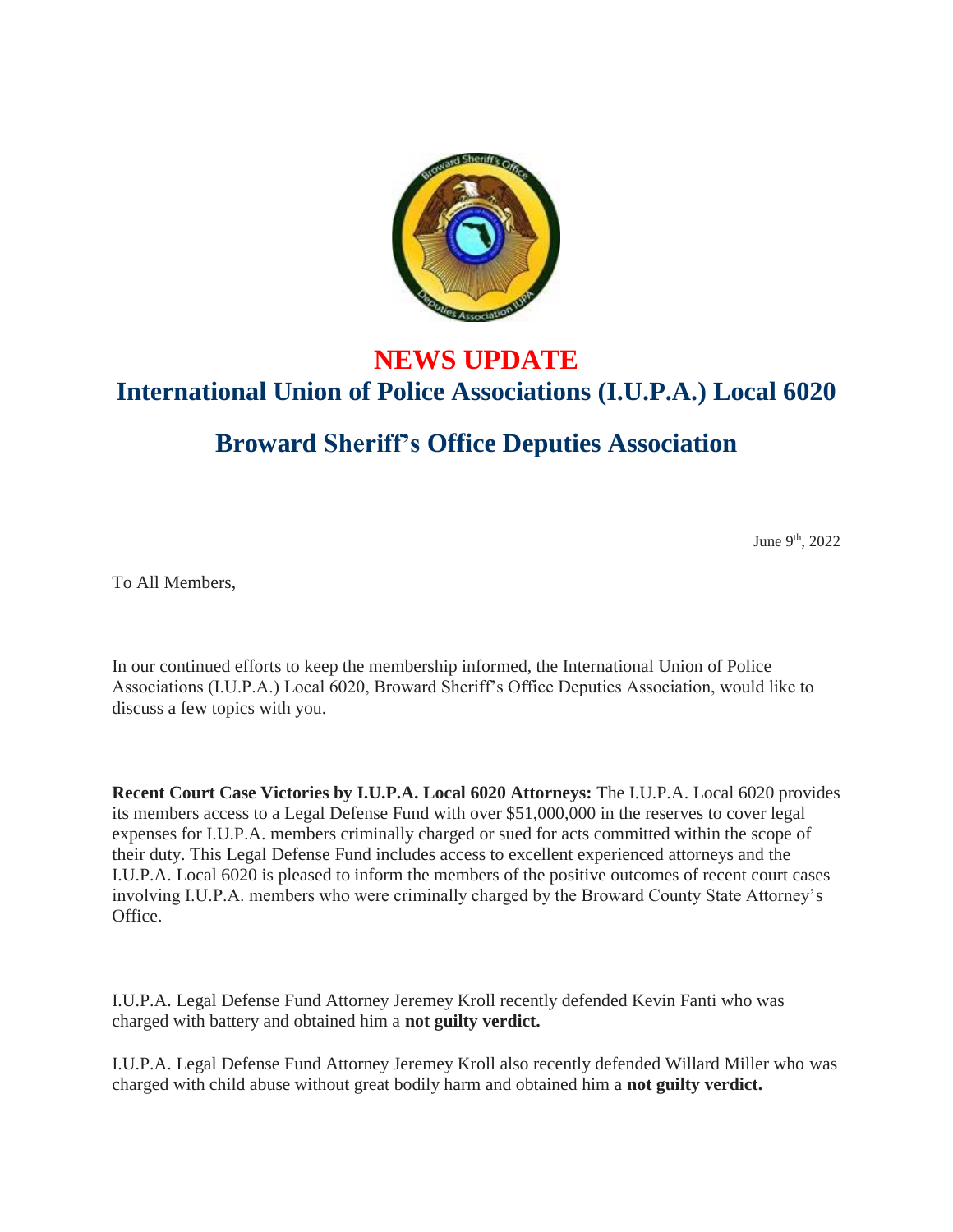# NEWS UPDATE

## International Union of Police Associations (I.U.P.A.) Local 6020

## Broward Sheriff's Office Deputies Association

June 9th, 2022

To All Members,

In our continued efforts to keep the membership informed, the International Union of Police Associations (I.U.P.A.) Local 6020, Broward Sheriff's Office Deputies Association, would like to discuss a few topics with you.

**Recent Court Case Victories by I.U.P.A. Local 6020 Attorneys:** The I.U.P.A. Local 6020 provides its members access to a Legal Defense Fund with over $51,000,000 in the reserves to cover legal expenses for I.U.P.A. members criminally charged or sued for acts committed within the scope of their duty. This Legal Defense Fund includes access to excellent experienced attorneys and the I.U.P.A. Local 6020 is pleased to inform the members of the positive outcomes of recent court cases involving I.U.P.A. members who were criminally charged by the Broward County State Attorney's Office.

I.U.P.A. Legal Defense Fund Attorney Jeremey Kroll recently defended Kevin Fanti who was charged with battery and obtained him a **not guilty verdict.**

I.U.P.A. Legal Defense Fund Attorney Jeremey Kroll also recently defended Willard Miller who was charged with child abuse without great bodily harm and obtained him a **not guilty verdict.**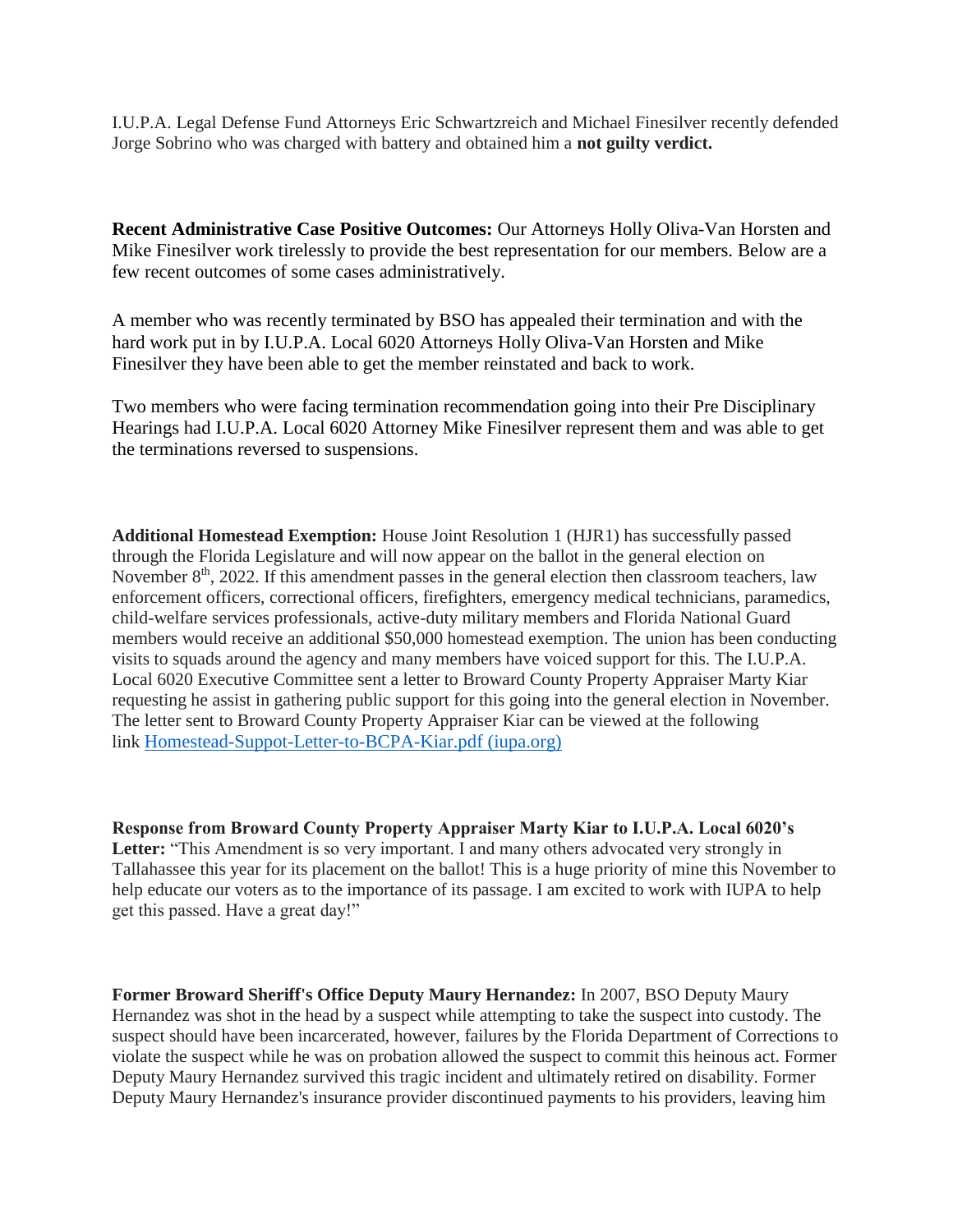I.U.P.A. Legal Defense Fund Attorneys Eric Schwartzreich and Michael Finesilver recently defended Jorge Sobrino who was charged with battery and obtained him a **not guilty verdict.**

**Recent Administrative Case Positive Outcomes:** Our Attorneys Holly Oliva-Van Horsten and Mike Finesilver work tirelessly to provide the best representation for our members. Below are a few recent outcomes of some cases administratively.

A member who was recently terminated by BSO has appealed their termination and with the hard work put in by I.U.P.A. Local 6020 Attorneys Holly Oliva-Van Horsten and Mike Finesilver they have been able to get the member reinstated and back to work.

Two members who were facing termination recommendation going into their Pre Disciplinary Hearings had I.U.P.A. Local 6020 Attorney Mike Finesilver represent them and was able to get the terminations reversed to suspensions.

**Additional Homestead Exemption:** House Joint Resolution 1 (HJR1) has successfully passed through the Florida Legislature and will now appear on the ballot in the general election on November 8th, 2022. If this amendment passes in the general election then classroom teachers, law enforcement officers, correctional officers, firefighters, emergency medical technicians, paramedics, child-welfare services professionals, active-duty military members and Florida National Guard members would receive an additional $50,000 homestead exemption. The union has been conducting visits to squads around the agency and many members have voiced support for this. The I.U.P.A. Local 6020 Executive Committee sent a letter to Broward County Property Appraiser Marty Kiar requesting he assist in gathering public support for this going into the general election in November. The letter sent to Broward County Property Appraiser Kiar can be viewed at the following link [Homestead-Suppot-Letter-to-BCPA-Kiar.pdf (iupa.org)]

**Response from Broward County Property Appraiser Marty Kiar to I.U.P.A. Local 6020's Letter:** "This Amendment is so very important. I and many others advocated very strongly in Tallahassee this year for its placement on the ballot! This is a huge priority of mine this November to help educate our voters as to the importance of its passage. I am excited to work with IUPA to help get this passed. Have a great day!"

**Former Broward Sheriff's Office Deputy Maury Hernandez:** In 2007, BSO Deputy Maury Hernandez was shot in the head by a suspect while attempting to take the suspect into custody. The suspect should have been incarcerated, however, failures by the Florida Department of Corrections to violate the suspect while he was on probation allowed the suspect to commit this heinous act. Former Deputy Maury Hernandez survived this tragic incident and ultimately retired on disability. Former Deputy Maury Hernandez's insurance provider discontinued payments to his providers, leaving him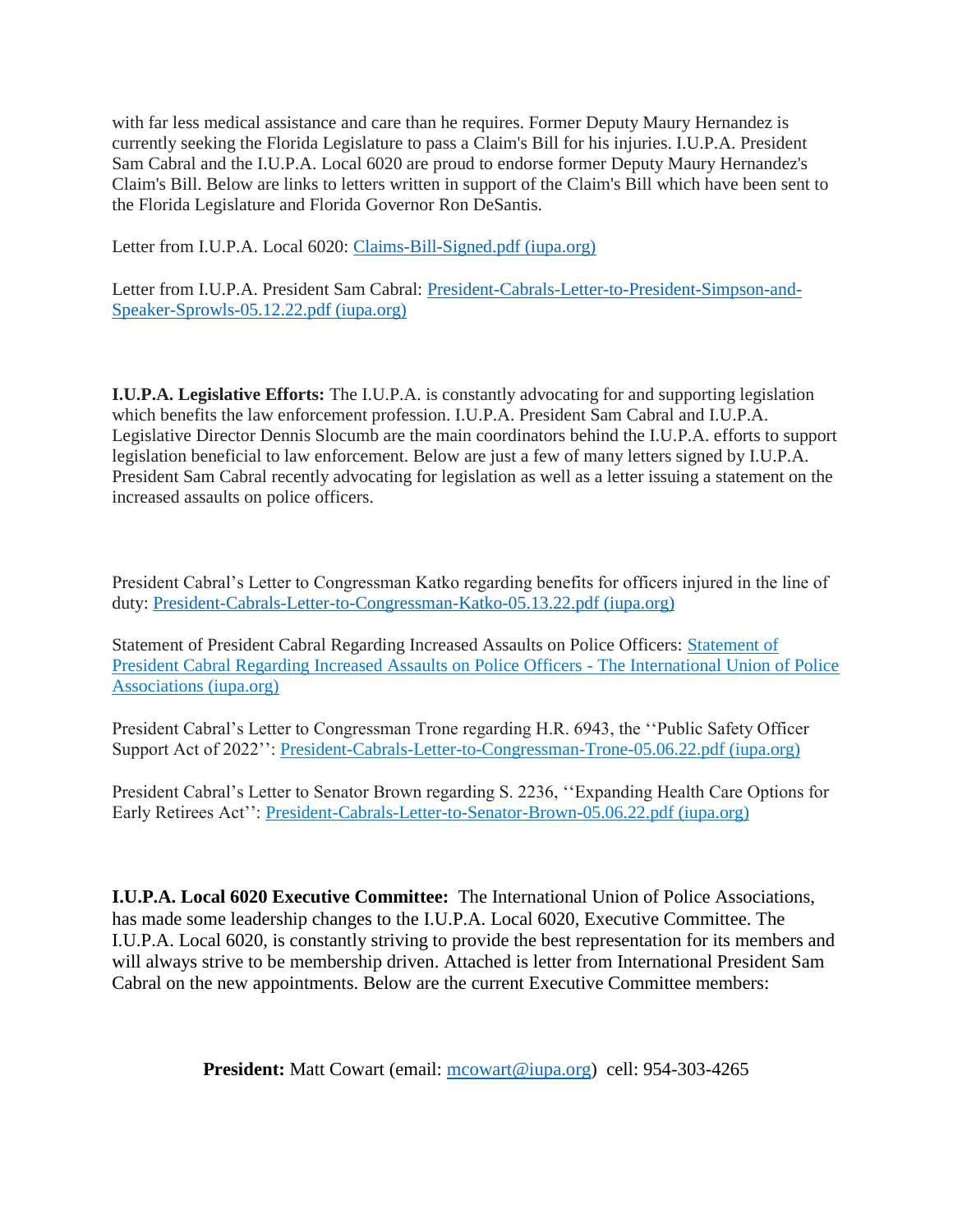with far less medical assistance and care than he requires. Former Deputy Maury Hernandez is currently seeking the Florida Legislature to pass a Claim's Bill for his injuries. I.U.P.A. President Sam Cabral and the I.U.P.A. Local 6020 are proud to endorse former Deputy Maury Hernandez's Claim's Bill. Below are links to letters written in support of the Claim's Bill which have been sent to the Florida Legislature and Florida Governor Ron DeSantis.

Letter from I.U.P.A. Local 6020: Claims-Bill-Signed.pdf (iupa.org)

Letter from I.U.P.A. President Sam Cabral: President-Cabrals-Letter-to-President-Simpson-and-Speaker-Sprowls-05.12.22.pdf (iupa.org)

**I.U.P.A. Legislative Efforts:** The I.U.P.A. is constantly advocating for and supporting legislation which benefits the law enforcement profession. I.U.P.A. President Sam Cabral and I.U.P.A. Legislative Director Dennis Slocumb are the main coordinators behind the I.U.P.A. efforts to support legislation beneficial to law enforcement. Below are just a few of many letters signed by I.U.P.A. President Sam Cabral recently advocating for legislation as well as a letter issuing a statement on the increased assaults on police officers.

President Cabral's Letter to Congressman Katko regarding benefits for officers injured in the line of duty: President-Cabrals-Letter-to-Congressman-Katko-05.13.22.pdf (iupa.org)

Statement of President Cabral Regarding Increased Assaults on Police Officers: Statement of President Cabral Regarding Increased Assaults on Police Officers - The International Union of Police Associations (iupa.org)

President Cabral's Letter to Congressman Trone regarding H.R. 6943, the ''Public Safety Officer Support Act of 2022'': President-Cabrals-Letter-to-Congressman-Trone-05.06.22.pdf (iupa.org)

President Cabral's Letter to Senator Brown regarding S. 2236, ''Expanding Health Care Options for Early Retirees Act'': President-Cabrals-Letter-to-Senator-Brown-05.06.22.pdf (iupa.org)

**I.U.P.A. Local 6020 Executive Committee:** The International Union of Police Associations, has made some leadership changes to the I.U.P.A. Local 6020, Executive Committee. The I.U.P.A. Local 6020, is constantly striving to provide the best representation for its members and will always strive to be membership driven. Attached is letter from International President Sam Cabral on the new appointments. Below are the current Executive Committee members:

**President:** Matt Cowart (email: mcowart@iupa.org) cell: 954-303-4265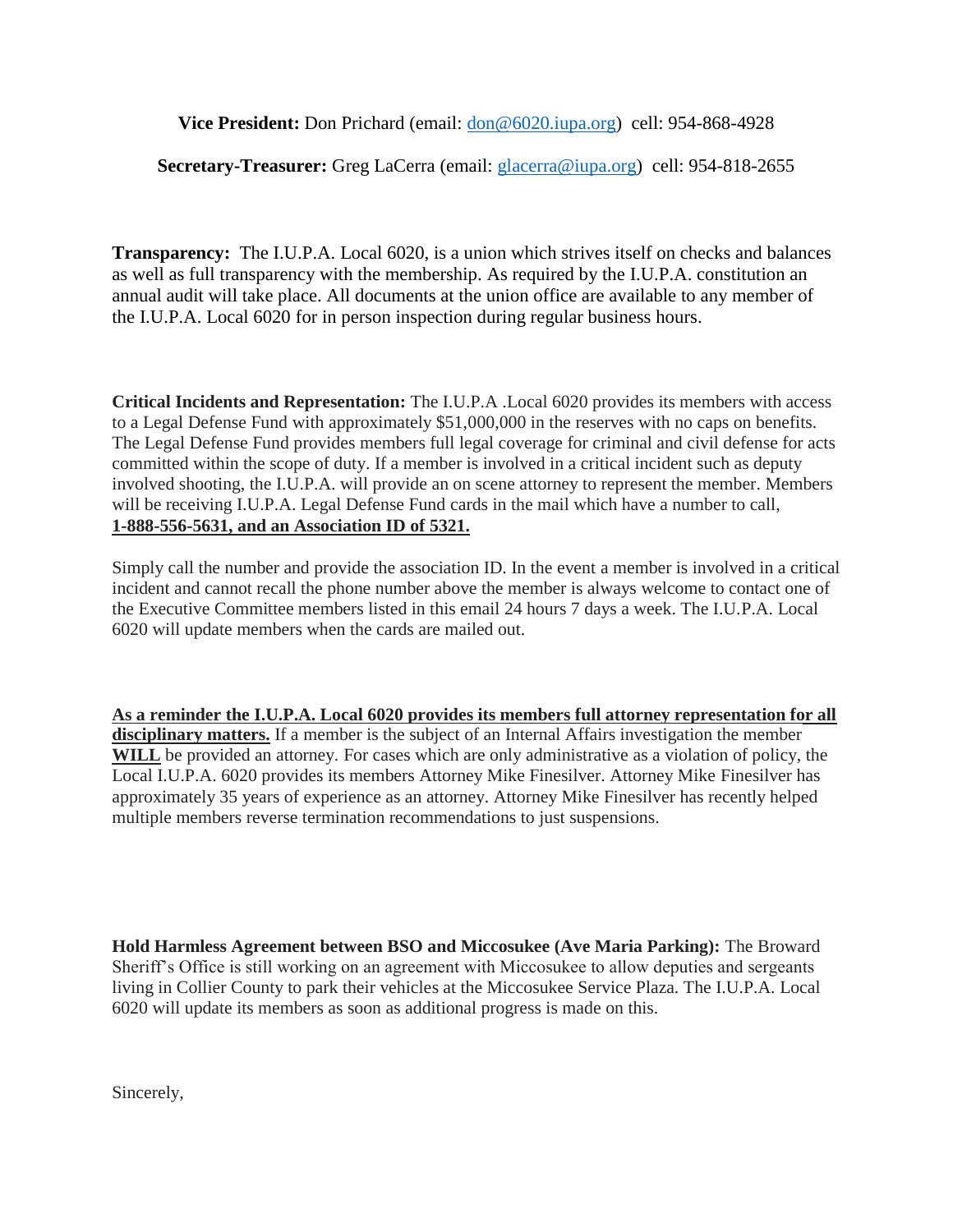**Vice President:** Don Prichard (email: don@6020.iupa.org) cell: 954-868-4928

**Secretary-Treasurer:** Greg LaCerra (email: glacerra@iupa.org) cell: 954-818-2655

**Transparency:** The I.U.P.A. Local 6020, is a union which strives itself on checks and balances as well as full transparency with the membership. As required by the I.U.P.A. constitution an annual audit will take place. All documents at the union office are available to any member of the I.U.P.A. Local 6020 for in person inspection during regular business hours.

**Critical Incidents and Representation:** The I.U.P.A .Local 6020 provides its members with access to a Legal Defense Fund with approximately $51,000,000 in the reserves with no caps on benefits. The Legal Defense Fund provides members full legal coverage for criminal and civil defense for acts committed within the scope of duty. If a member is involved in a critical incident such as deputy involved shooting, the I.U.P.A. will provide an on scene attorney to represent the member. Members will be receiving I.U.P.A. Legal Defense Fund cards in the mail which have a number to call, **1-888-556-5631, and an Association ID of 5321.**

Simply call the number and provide the association ID. In the event a member is involved in a critical incident and cannot recall the phone number above the member is always welcome to contact one of the Executive Committee members listed in this email 24 hours 7 days a week. The I.U.P.A. Local 6020 will update members when the cards are mailed out.

**As a reminder the I.U.P.A. Local 6020 provides its members full attorney representation for all disciplinary matters.** If a member is the subject of an Internal Affairs investigation the member **WILL** be provided an attorney. For cases which are only administrative as a violation of policy, the Local I.U.P.A. 6020 provides its members Attorney Mike Finesilver. Attorney Mike Finesilver has approximately 35 years of experience as an attorney. Attorney Mike Finesilver has recently helped multiple members reverse termination recommendations to just suspensions.

**Hold Harmless Agreement between BSO and Miccosukee (Ave Maria Parking):** The Broward Sheriff's Office is still working on an agreement with Miccosukee to allow deputies and sergeants living in Collier County to park their vehicles at the Miccosukee Service Plaza. The I.U.P.A. Local 6020 will update its members as soon as additional progress is made on this.

Sincerely,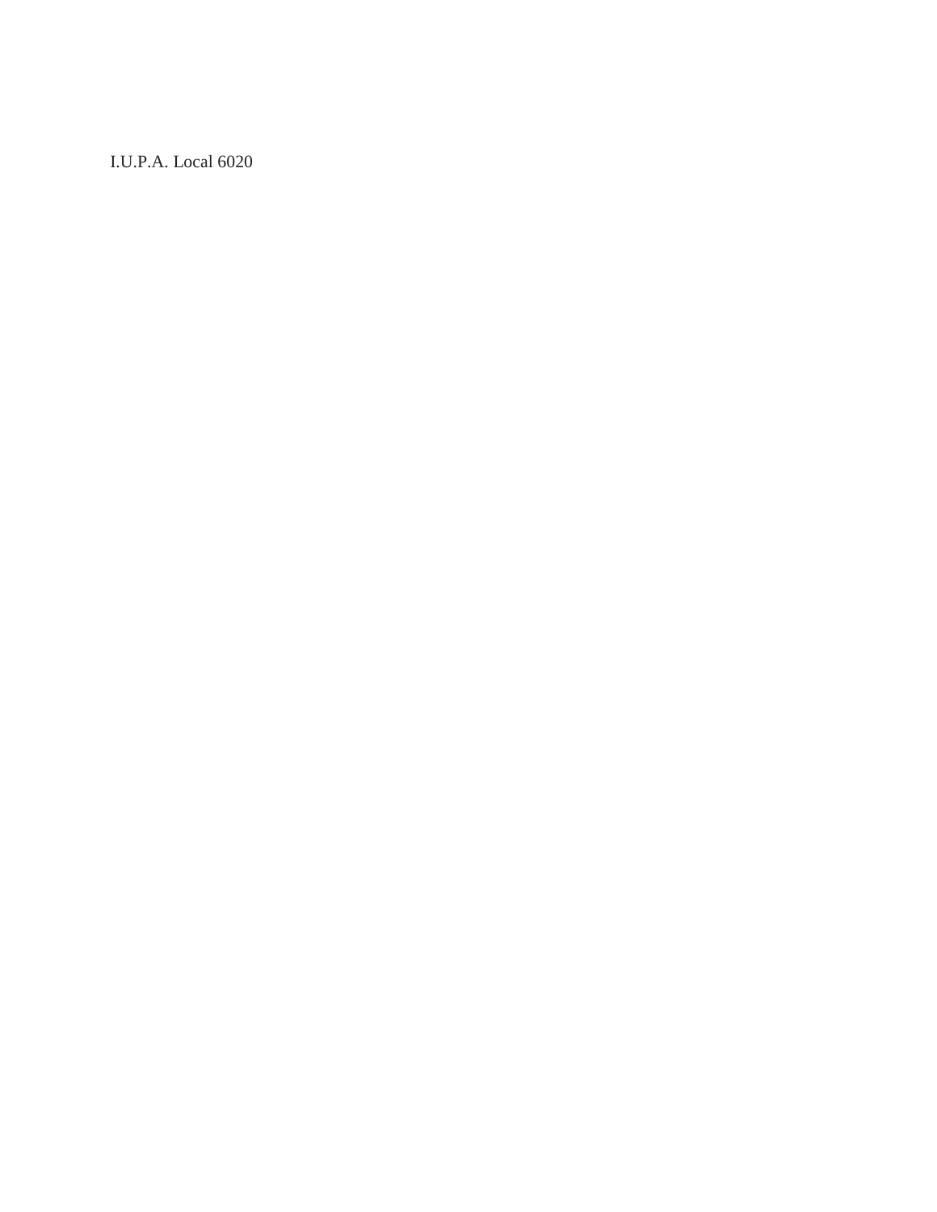I.U.P.A. Local 6020